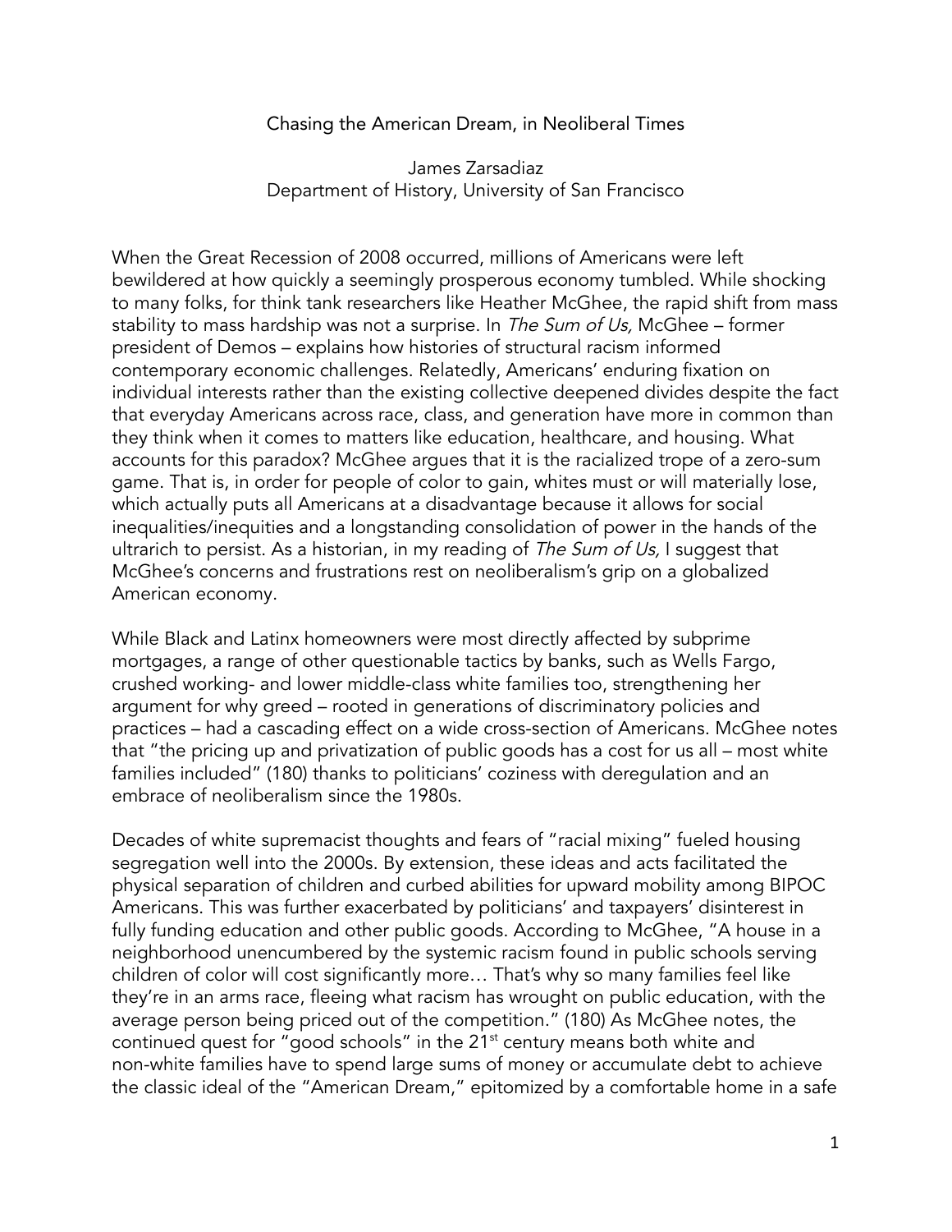# Chasing the American Dream, in Neoliberal Times

James Zarsadiaz
Department of History, University of San Francisco

When the Great Recession of 2008 occurred, millions of Americans were left bewildered at how quickly a seemingly prosperous economy tumbled. While shocking to many folks, for think tank researchers like Heather McGhee, the rapid shift from mass stability to mass hardship was not a surprise. In *The Sum of Us,* McGhee – former president of Demos – explains how histories of structural racism informed contemporary economic challenges. Relatedly, Americans' enduring fixation on individual interests rather than the existing collective deepened divides despite the fact that everyday Americans across race, class, and generation have more in common than they think when it comes to matters like education, healthcare, and housing. What accounts for this paradox? McGhee argues that it is the racialized trope of a zero-sum game. That is, in order for people of color to gain, whites must or will materially lose, which actually puts all Americans at a disadvantage because it allows for social inequalities/inequities and a longstanding consolidation of power in the hands of the ultrarich to persist. As a historian, in my reading of *The Sum of Us,* I suggest that McGhee's concerns and frustrations rest on neoliberalism's grip on a globalized American economy.

While Black and Latinx homeowners were most directly affected by subprime mortgages, a range of other questionable tactics by banks, such as Wells Fargo, crushed working- and lower middle-class white families too, strengthening her argument for why greed – rooted in generations of discriminatory policies and practices – had a cascading effect on a wide cross-section of Americans. McGhee notes that "the pricing up and privatization of public goods has a cost for us all – most white families included" (180) thanks to politicians' coziness with deregulation and an embrace of neoliberalism since the 1980s.

Decades of white supremacist thoughts and fears of "racial mixing" fueled housing segregation well into the 2000s. By extension, these ideas and acts facilitated the physical separation of children and curbed abilities for upward mobility among BIPOC Americans. This was further exacerbated by politicians' and taxpayers' disinterest in fully funding education and other public goods. According to McGhee, "A house in a neighborhood unencumbered by the systemic racism found in public schools serving children of color will cost significantly more… That's why so many families feel like they're in an arms race, fleeing what racism has wrought on public education, with the average person being priced out of the competition." (180) As McGhee notes, the continued quest for "good schools" in the 21st century means both white and non-white families have to spend large sums of money or accumulate debt to achieve the classic ideal of the "American Dream," epitomized by a comfortable home in a safe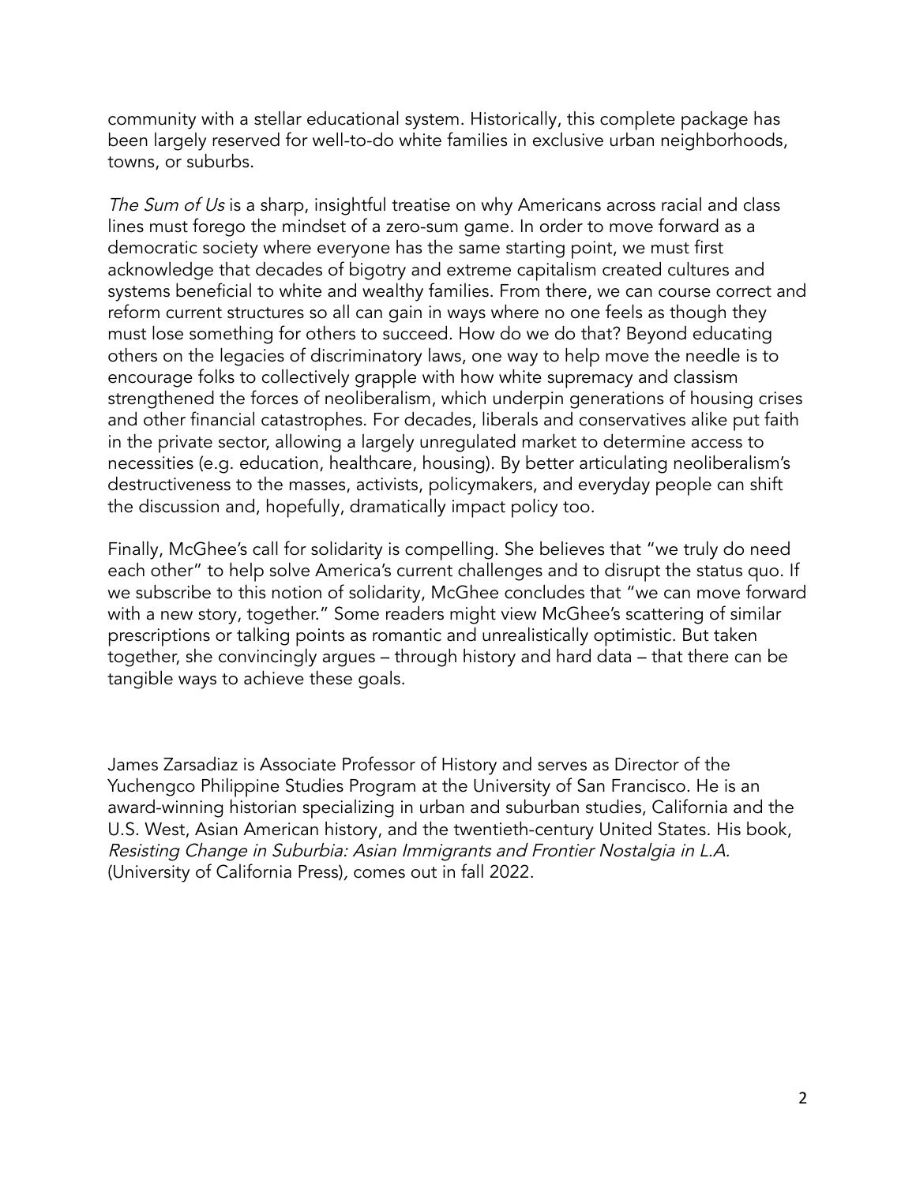community with a stellar educational system. Historically, this complete package has been largely reserved for well-to-do white families in exclusive urban neighborhoods, towns, or suburbs.

*The Sum of Us* is a sharp, insightful treatise on why Americans across racial and class lines must forego the mindset of a zero-sum game. In order to move forward as a democratic society where everyone has the same starting point, we must first acknowledge that decades of bigotry and extreme capitalism created cultures and systems beneficial to white and wealthy families. From there, we can course correct and reform current structures so all can gain in ways where no one feels as though they must lose something for others to succeed. How do we do that? Beyond educating others on the legacies of discriminatory laws, one way to help move the needle is to encourage folks to collectively grapple with how white supremacy and classism strengthened the forces of neoliberalism, which underpin generations of housing crises and other financial catastrophes. For decades, liberals and conservatives alike put faith in the private sector, allowing a largely unregulated market to determine access to necessities (e.g. education, healthcare, housing). By better articulating neoliberalism's destructiveness to the masses, activists, policymakers, and everyday people can shift the discussion and, hopefully, dramatically impact policy too.

Finally, McGhee's call for solidarity is compelling. She believes that "we truly do need each other" to help solve America's current challenges and to disrupt the status quo. If we subscribe to this notion of solidarity, McGhee concludes that "we can move forward with a new story, together." Some readers might view McGhee's scattering of similar prescriptions or talking points as romantic and unrealistically optimistic. But taken together, she convincingly argues – through history and hard data – that there can be tangible ways to achieve these goals.

James Zarsadiaz is Associate Professor of History and serves as Director of the Yuchengco Philippine Studies Program at the University of San Francisco. He is an award-winning historian specializing in urban and suburban studies, California and the U.S. West, Asian American history, and the twentieth-century United States. His book, *Resisting Change in Suburbia: Asian Immigrants and Frontier Nostalgia in L.A.* (University of California Press), comes out in fall 2022.